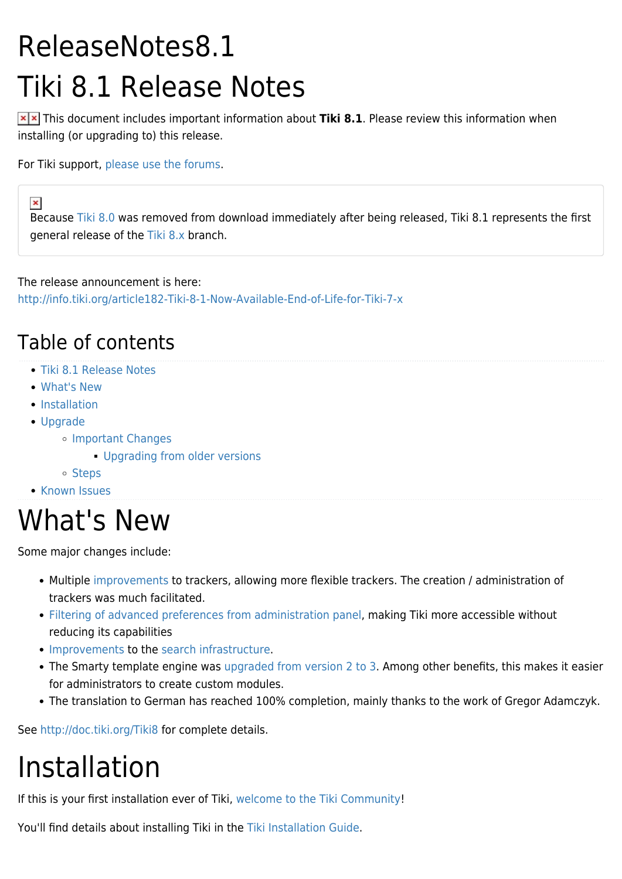# ReleaseNotes8.1

# Tiki 8.1 Release Notes

This document includes important information about **Tiki 8.1**. Please review this information when installing (or upgrading to) this release.

For Tiki support, please use the forums.

> Because Tiki 8.0 was removed from download immediately after being released, Tiki 8.1 represents the first general release of the Tiki 8.x branch.

The release announcement is here:
http://info.tiki.org/article182-Tiki-8-1-Now-Available-End-of-Life-for-Tiki-7-x

## Table of contents

- Tiki 8.1 Release Notes
- What's New
- Installation
- Upgrade
    - Important Changes
        - Upgrading from older versions
    - Steps
- Known Issues

# What's New

Some major changes include:

- Multiple improvements to trackers, allowing more flexible trackers. The creation / administration of trackers was much facilitated.
- Filtering of advanced preferences from administration panel, making Tiki more accessible without reducing its capabilities
- Improvements to the search infrastructure.
- The Smarty template engine was upgraded from version 2 to 3. Among other benefits, this makes it easier for administrators to create custom modules.
- The translation to German has reached 100% completion, mainly thanks to the work of Gregor Adamczyk.

See http://doc.tiki.org/Tiki8 for complete details.

# Installation

If this is your first installation ever of Tiki, welcome to the Tiki Community!

You'll find details about installing Tiki in the Tiki Installation Guide.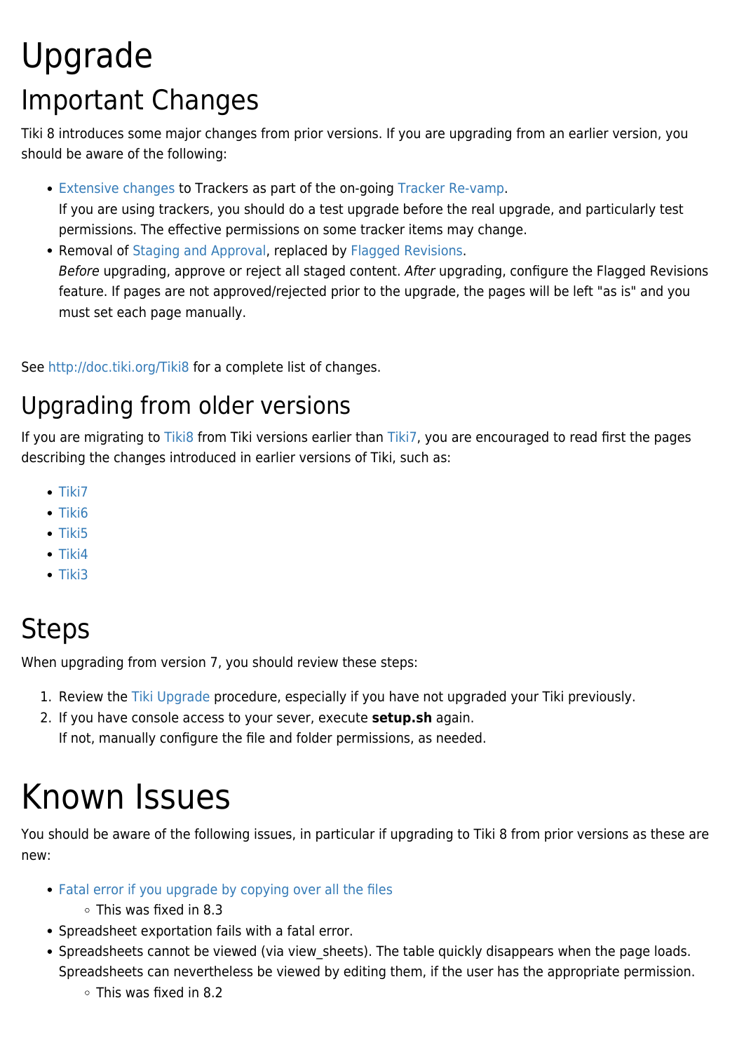# Upgrade

## Important Changes

Tiki 8 introduces some major changes from prior versions. If you are upgrading from an earlier version, you should be aware of the following:

- Extensive changes to Trackers as part of the on-going Tracker Re-vamp.
  If you are using trackers, you should do a test upgrade before the real upgrade, and particularly test permissions. The effective permissions on some tracker items may change.
- Removal of Staging and Approval, replaced by Flagged Revisions.
  *Before* upgrading, approve or reject all staged content. *After* upgrading, configure the Flagged Revisions feature. If pages are not approved/rejected prior to the upgrade, the pages will be left "as is" and you must set each page manually.

See http://doc.tiki.org/Tiki8 for a complete list of changes.

## Upgrading from older versions

If you are migrating to Tiki8 from Tiki versions earlier than Tiki7, you are encouraged to read first the pages describing the changes introduced in earlier versions of Tiki, such as:

- Tiki7
- Tiki6
- Tiki5
- Tiki4
- Tiki3

## Steps

When upgrading from version 7, you should review these steps:

1. Review the Tiki Upgrade procedure, especially if you have not upgraded your Tiki previously.
2. If you have console access to your sever, execute **setup.sh** again.
   If not, manually configure the file and folder permissions, as needed.

# Known Issues

You should be aware of the following issues, in particular if upgrading to Tiki 8 from prior versions as these are new:

- Fatal error if you upgrade by copying over all the files
  - This was fixed in 8.3
- Spreadsheet exportation fails with a fatal error.
- Spreadsheets cannot be viewed (via view_sheets). The table quickly disappears when the page loads. Spreadsheets can nevertheless be viewed by editing them, if the user has the appropriate permission.
  - This was fixed in 8.2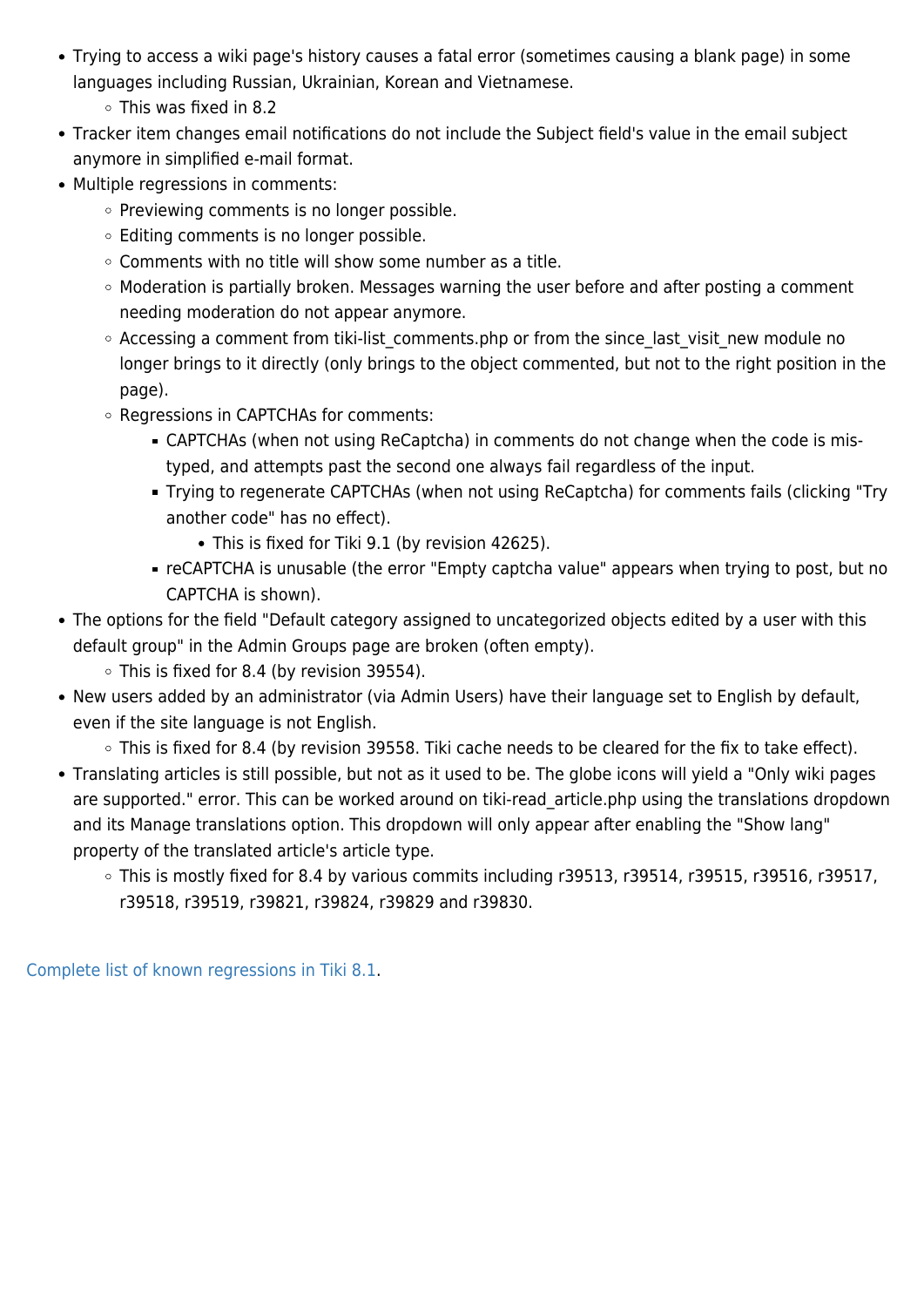- Trying to access a wiki page's history causes a fatal error (sometimes causing a blank page) in some languages including Russian, Ukrainian, Korean and Vietnamese.
  - This was fixed in 8.2
- Tracker item changes email notifications do not include the Subject field's value in the email subject anymore in simplified e-mail format.
- Multiple regressions in comments:
  - Previewing comments is no longer possible.
  - Editing comments is no longer possible.
  - Comments with no title will show some number as a title.
  - Moderation is partially broken. Messages warning the user before and after posting a comment needing moderation do not appear anymore.
  - Accessing a comment from tiki-list_comments.php or from the since_last_visit_new module no longer brings to it directly (only brings to the object commented, but not to the right position in the page).
  - Regressions in CAPTCHAs for comments:
    - CAPTCHAs (when not using ReCaptcha) in comments do not change when the code is mis-typed, and attempts past the second one always fail regardless of the input.
    - Trying to regenerate CAPTCHAs (when not using ReCaptcha) for comments fails (clicking "Try another code" has no effect).
      - This is fixed for Tiki 9.1 (by revision 42625).
    - reCAPTCHA is unusable (the error "Empty captcha value" appears when trying to post, but no CAPTCHA is shown).
- The options for the field "Default category assigned to uncategorized objects edited by a user with this default group" in the Admin Groups page are broken (often empty).
  - This is fixed for 8.4 (by revision 39554).
- New users added by an administrator (via Admin Users) have their language set to English by default, even if the site language is not English.
  - This is fixed for 8.4 (by revision 39558. Tiki cache needs to be cleared for the fix to take effect).
- Translating articles is still possible, but not as it used to be. The globe icons will yield a "Only wiki pages are supported." error. This can be worked around on tiki-read_article.php using the translations dropdown and its Manage translations option. This dropdown will only appear after enabling the "Show lang" property of the translated article's article type.
  - This is mostly fixed for 8.4 by various commits including r39513, r39514, r39515, r39516, r39517, r39518, r39519, r39821, r39824, r39829 and r39830.

Complete list of known regressions in Tiki 8.1.